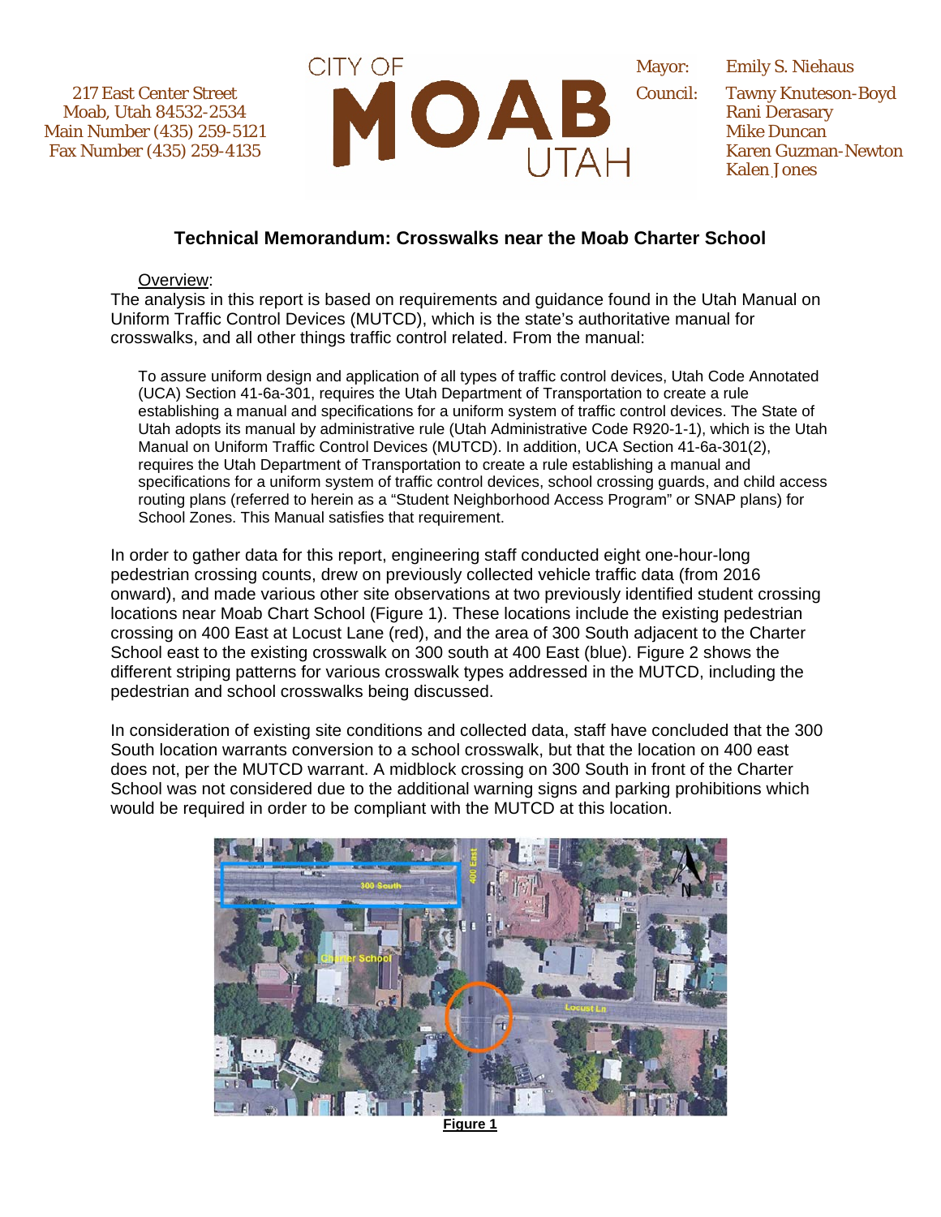217 East Center Street
Moab, Utah 84532-2534
Main Number (435) 259-5121
Fax Number (435) 259-4135

CITY OF MOAB UTAH

Mayor: Emily S. Niehaus

Council: Tawny Knuteson-Boyd
Rani Derasary
Mike Duncan
Karen Guzman-Newton
Kalen Jones

## Technical Memorandum: Crosswalks near the Moab Charter School

Overview:

The analysis in this report is based on requirements and guidance found in the Utah Manual on Uniform Traffic Control Devices (MUTCD), which is the state's authoritative manual for crosswalks, and all other things traffic control related. From the manual:

> To assure uniform design and application of all types of traffic control devices, Utah Code Annotated (UCA) Section 41-6a-301, requires the Utah Department of Transportation to create a rule establishing a manual and specifications for a uniform system of traffic control devices. The State of Utah adopts its manual by administrative rule (Utah Administrative Code R920-1-1), which is the Utah Manual on Uniform Traffic Control Devices (MUTCD). In addition, UCA Section 41-6a-301(2), requires the Utah Department of Transportation to create a rule establishing a manual and specifications for a uniform system of traffic control devices, school crossing guards, and child access routing plans (referred to herein as a "Student Neighborhood Access Program" or SNAP plans) for School Zones. This Manual satisfies that requirement.

In order to gather data for this report, engineering staff conducted eight one-hour-long pedestrian crossing counts, drew on previously collected vehicle traffic data (from 2016 onward), and made various other site observations at two previously identified student crossing locations near Moab Chart School (Figure 1). These locations include the existing pedestrian crossing on 400 East at Locust Lane (red), and the area of 300 South adjacent to the Charter School east to the existing crosswalk on 300 south at 400 East (blue). Figure 2 shows the different striping patterns for various crosswalk types addressed in the MUTCD, including the pedestrian and school crosswalks being discussed.

In consideration of existing site conditions and collected data, staff have concluded that the 300 South location warrants conversion to a school crosswalk, but that the location on 400 east does not, per the MUTCD warrant. A midblock crossing on 300 South in front of the Charter School was not considered due to the additional warning signs and parking prohibitions which would be required in order to be compliant with the MUTCD at this location.

**Figure 1**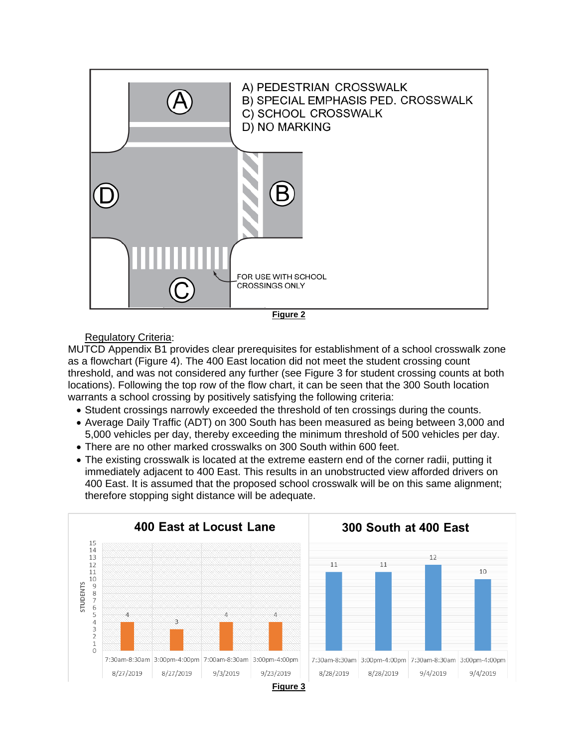A) PEDESTRIAN CROSSWALK
B) SPECIAL EMPHASIS PED. CROSSWALK
C) SCHOOL CROSSWALK
D) NO MARKING

FOR USE WITH SCHOOL CROSSINGS ONLY

**Figure 2**

Regulatory Criteria:

MUTCD Appendix B1 provides clear prerequisites for establishment of a school crosswalk zone as a flowchart (Figure 4). The 400 East location did not meet the student crossing count threshold, and was not considered any further (see Figure 3 for student crossing counts at both locations). Following the top row of the flow chart, it can be seen that the 300 South location warrants a school crossing by positively satisfying the following criteria:

- Student crossings narrowly exceeded the threshold of ten crossings during the counts.
- Average Daily Traffic (ADT) on 300 South has been measured as being between 3,000 and 5,000 vehicles per day, thereby exceeding the minimum threshold of 500 vehicles per day.
- There are no other marked crosswalks on 300 South within 600 feet.
- The existing crosswalk is located at the extreme eastern end of the corner radii, putting it immediately adjacent to 400 East. This results in an unobstructed view afforded drivers on 400 East. It is assumed that the proposed school crosswalk will be on this same alignment; therefore stopping sight distance will be adequate.

**400 East at Locust Lane**

| Date | Time | Students |
|---|---|---|
| 8/27/2019 | 7:30am-8:30am | 4 |
| 8/27/2019 | 3:00pm-4:00pm | 3 |
| 9/3/2019 | 7:00am-8:30am | 4 |
| 9/23/2019 | 3:00pm-4:00pm | 4 |

**300 South at 400 East**

| Date | Time | Students |
|---|---|---|
| 8/28/2019 | 7:30am-8:30am | 11 |
| 8/28/2019 | 3:00pm-4:00pm | 11 |
| 9/4/2019 | 7:30am-8:30am | 12 |
| 9/4/2019 | 3:00pm-4:00pm | 10 |

**Figure 3**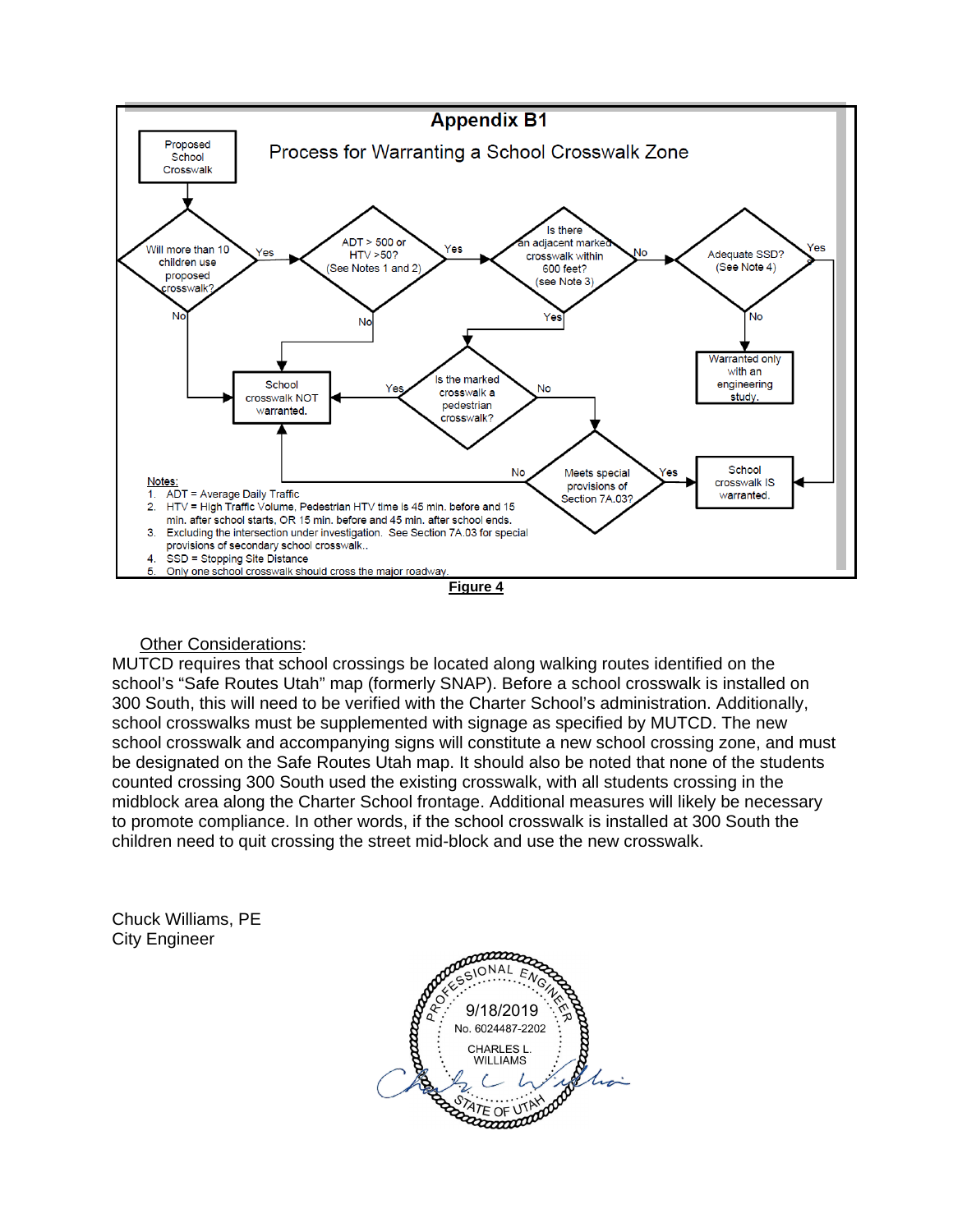# Appendix B1

Process for Warranting a School Crosswalk Zone

Proposed School Crosswalk

Will more than 10 children use proposed crosswalk?

Yes

No

ADT > 500 or HTV >50? (See Notes 1 and 2)

Yes

No

Is there an adjacent marked crosswalk within 600 feet? (see Note 3)

No

Yes

Adequate SSD? (See Note 4)

Yes

No

Warranted only with an engineering study.

School crosswalk NOT warranted.

Yes

Is the marked crosswalk a pedestrian crosswalk?

No

No

Meets special provisions of Section 7A.03?

Yes

School crosswalk IS warranted.

Notes:

1. ADT = Average Daily Traffic
2. HTV = High Traffic Volume, Pedestrian HTV time is 45 min. before and 15 min. after school starts, OR 15 min. before and 45 min. after school ends.
3. Excluding the intersection under investigation. See Section 7A.03 for special provisions of secondary school crosswalk..
4. SSD = Stopping Site Distance
5. Only one school crosswalk should cross the major roadway.

**Figure 4**

Other Considerations:

MUTCD requires that school crossings be located along walking routes identified on the school's "Safe Routes Utah" map (formerly SNAP). Before a school crosswalk is installed on 300 South, this will need to be verified with the Charter School's administration. Additionally, school crosswalks must be supplemented with signage as specified by MUTCD. The new school crosswalk and accompanying signs will constitute a new school crossing zone, and must be designated on the Safe Routes Utah map. It should also be noted that none of the students counted crossing 300 South used the existing crosswalk, with all students crossing in the midblock area along the Charter School frontage. Additional measures will likely be necessary to promote compliance. In other words, if the school crosswalk is installed at 300 South the children need to quit crossing the street mid-block and use the new crosswalk.

Chuck Williams, PE
City Engineer

PROFESSIONAL ENGINEER
9/18/2019
No. 6024487-2202
CHARLES L. WILLIAMS
STATE OF UTAH